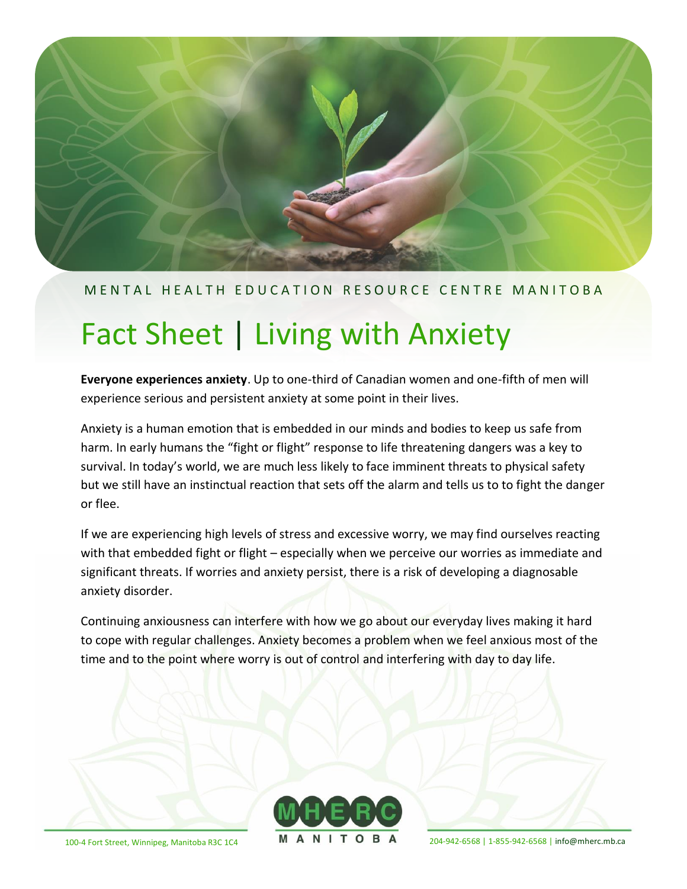MENTAL HEALTH EDUCATION RESOURCE CENTRE MANITOBA

# Fact Sheet | Living with Anxiety

**Everyone experiences anxiety**. Up to one-third of Canadian women and one-fifth of men will experience serious and persistent anxiety at some point in their lives.

Anxiety is a human emotion that is embedded in our minds and bodies to keep us safe from harm. In early humans the "fight or flight" response to life threatening dangers was a key to survival. In today's world, we are much less likely to face imminent threats to physical safety but we still have an instinctual reaction that sets off the alarm and tells us to to fight the danger or flee.

If we are experiencing high levels of stress and excessive worry, we may find ourselves reacting with that embedded fight or flight – especially when we perceive our worries as immediate and significant threats. If worries and anxiety persist, there is a risk of developing a diagnosable anxiety disorder.

Continuing anxiousness can interfere with how we go about our everyday lives making it hard to cope with regular challenges. Anxiety becomes a problem when we feel anxious most of the time and to the point where worry is out of control and interfering with day to day life.

MHERC MANITOBA

100-4 Fort Street, Winnipeg, Manitoba R3C 1C4 | 204-942-6568 | 1-855-942-6568 | info@mherc.mb.ca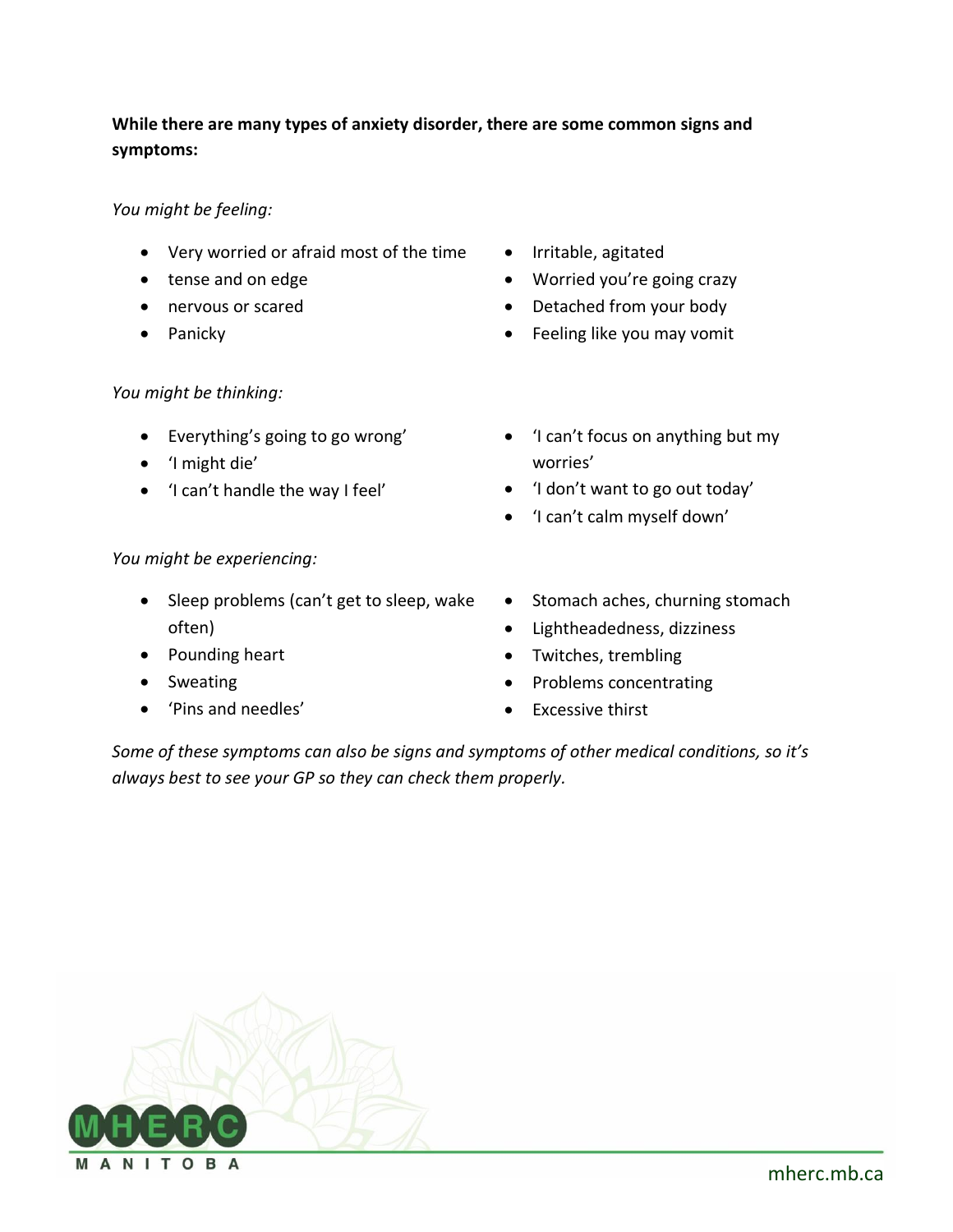**While there are many types of anxiety disorder, there are some common signs and symptoms:**

*You might be feeling:*

- Very worried or afraid most of the time
- tense and on edge
- nervous or scared
- Panicky
- Irritable, agitated
- Worried you're going crazy
- Detached from your body
- Feeling like you may vomit

*You might be thinking:*

- Everything's going to go wrong'
- 'I might die'
- 'I can't handle the way I feel'
- 'I can't focus on anything but my worries'
- 'I don't want to go out today'
- 'I can't calm myself down'

*You might be experiencing:*

- Sleep problems (can't get to sleep, wake often)
- Pounding heart
- Sweating
- 'Pins and needles'
- Stomach aches, churning stomach
- Lightheadedness, dizziness
- Twitches, trembling
- Problems concentrating
- Excessive thirst

*Some of these symptoms can also be signs and symptoms of other medical conditions, so it's always best to see your GP so they can check them properly.*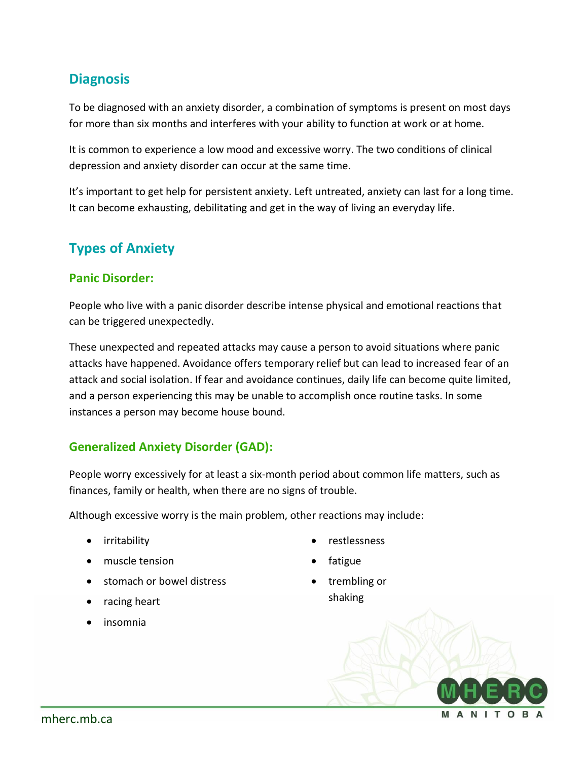## Diagnosis

To be diagnosed with an anxiety disorder, a combination of symptoms is present on most days for more than six months and interferes with your ability to function at work or at home.

It is common to experience a low mood and excessive worry. The two conditions of clinical depression and anxiety disorder can occur at the same time.

It's important to get help for persistent anxiety. Left untreated, anxiety can last for a long time. It can become exhausting, debilitating and get in the way of living an everyday life.

## Types of Anxiety

### Panic Disorder:

People who live with a panic disorder describe intense physical and emotional reactions that can be triggered unexpectedly.

These unexpected and repeated attacks may cause a person to avoid situations where panic attacks have happened. Avoidance offers temporary relief but can lead to increased fear of an attack and social isolation. If fear and avoidance continues, daily life can become quite limited, and a person experiencing this may be unable to accomplish once routine tasks. In some instances a person may become house bound.

### Generalized Anxiety Disorder (GAD):

People worry excessively for at least a six-month period about common life matters, such as finances, family or health, when there are no signs of trouble.

Although excessive worry is the main problem, other reactions may include:

- irritability
- muscle tension
- stomach or bowel distress
- racing heart
- insomnia
- restlessness
- fatigue
- trembling or shaking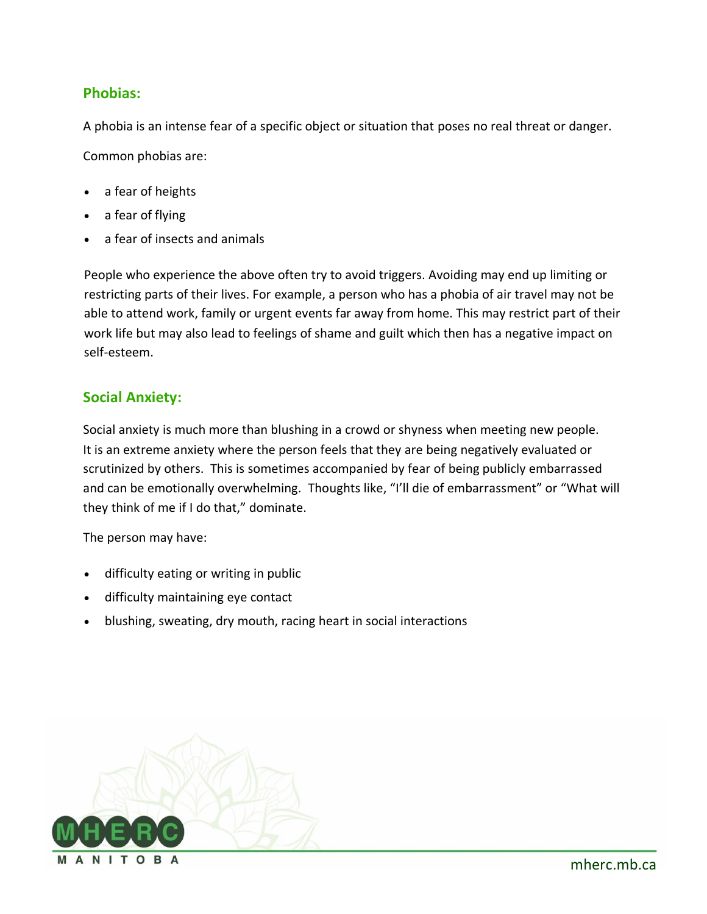## Phobias:

A phobia is an intense fear of a specific object or situation that poses no real threat or danger.

Common phobias are:

- a fear of heights
- a fear of flying
- a fear of insects and animals

People who experience the above often try to avoid triggers. Avoiding may end up limiting or restricting parts of their lives. For example, a person who has a phobia of air travel may not be able to attend work, family or urgent events far away from home. This may restrict part of their work life but may also lead to feelings of shame and guilt which then has a negative impact on self-esteem.

## Social Anxiety:

Social anxiety is much more than blushing in a crowd or shyness when meeting new people. It is an extreme anxiety where the person feels that they are being negatively evaluated or scrutinized by others. This is sometimes accompanied by fear of being publicly embarrassed and can be emotionally overwhelming. Thoughts like, "I'll die of embarrassment" or "What will they think of me if I do that," dominate.

The person may have:

- difficulty eating or writing in public
- difficulty maintaining eye contact
- blushing, sweating, dry mouth, racing heart in social interactions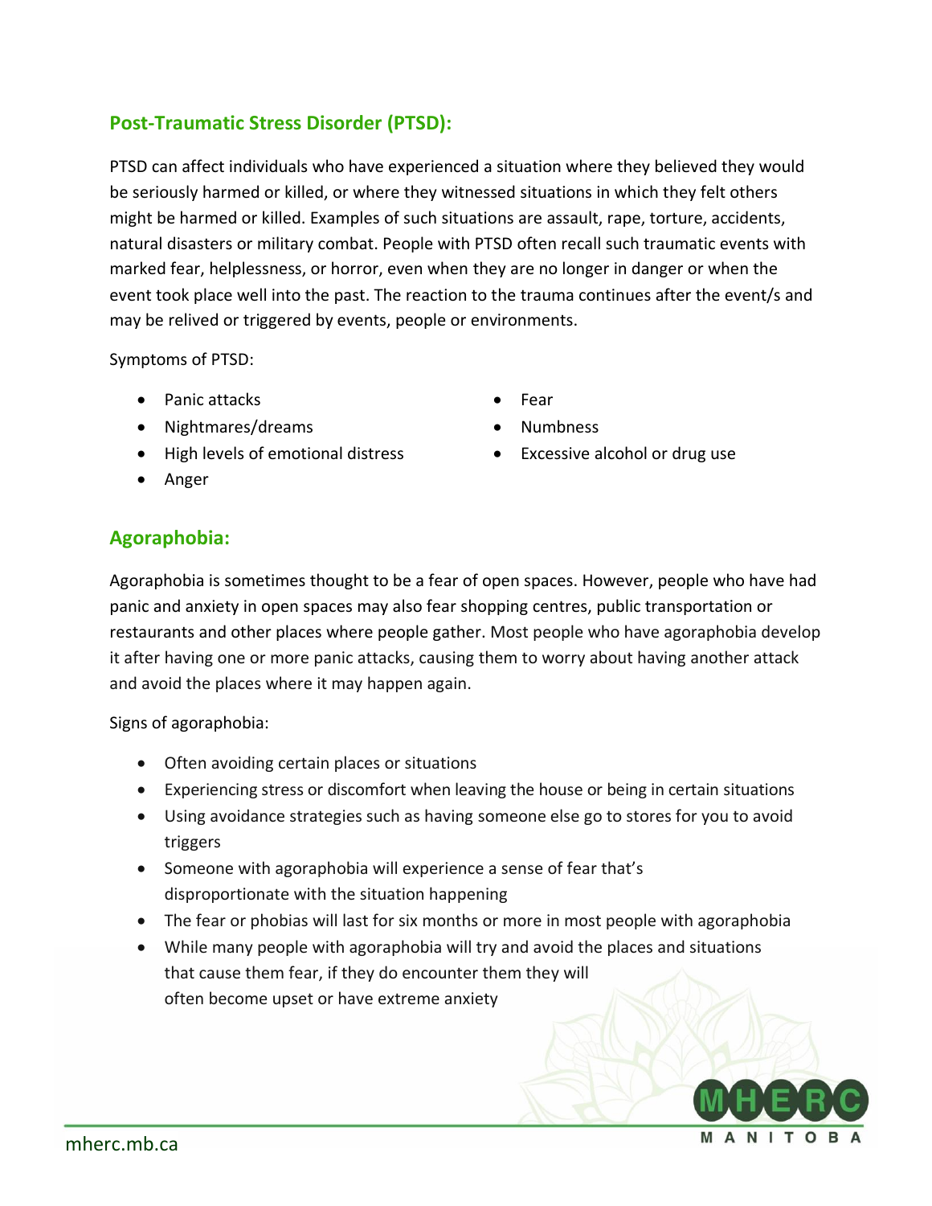## Post-Traumatic Stress Disorder (PTSD):

PTSD can affect individuals who have experienced a situation where they believed they would be seriously harmed or killed, or where they witnessed situations in which they felt others might be harmed or killed. Examples of such situations are assault, rape, torture, accidents, natural disasters or military combat. People with PTSD often recall such traumatic events with marked fear, helplessness, or horror, even when they are no longer in danger or when the event took place well into the past. The reaction to the trauma continues after the event/s and may be relived or triggered by events, people or environments.

Symptoms of PTSD:

- Panic attacks
- Nightmares/dreams
- High levels of emotional distress
- Anger
- Fear
- Numbness
- Excessive alcohol or drug use

## Agoraphobia:

Agoraphobia is sometimes thought to be a fear of open spaces. However, people who have had panic and anxiety in open spaces may also fear shopping centres, public transportation or restaurants and other places where people gather. Most people who have agoraphobia develop it after having one or more panic attacks, causing them to worry about having another attack and avoid the places where it may happen again.

Signs of agoraphobia:

- Often avoiding certain places or situations
- Experiencing stress or discomfort when leaving the house or being in certain situations
- Using avoidance strategies such as having someone else go to stores for you to avoid triggers
- Someone with agoraphobia will experience a sense of fear that's disproportionate with the situation happening
- The fear or phobias will last for six months or more in most people with agoraphobia
- While many people with agoraphobia will try and avoid the places and situations that cause them fear, if they do encounter them they will often become upset or have extreme anxiety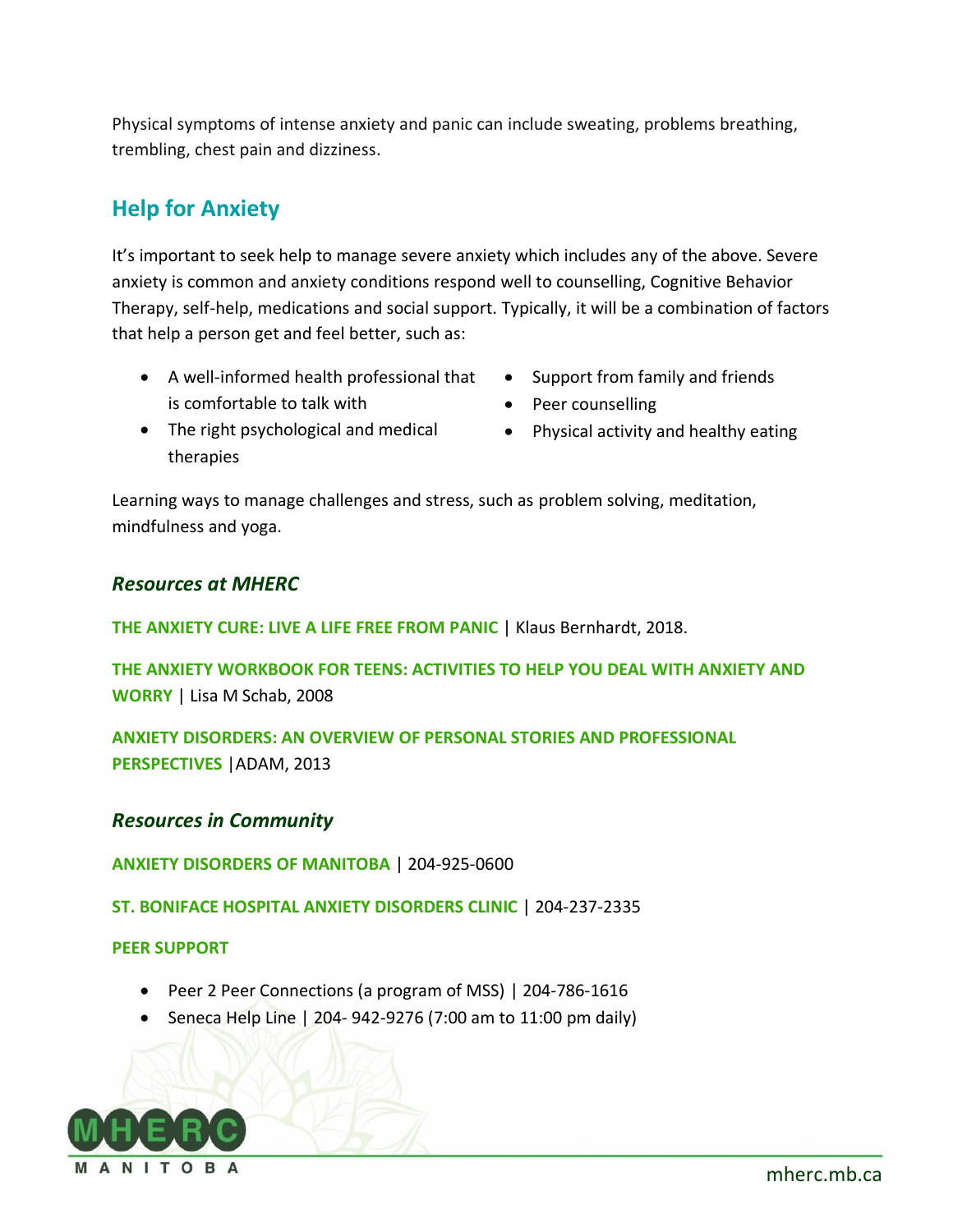Physical symptoms of intense anxiety and panic can include sweating, problems breathing, trembling, chest pain and dizziness.

## Help for Anxiety

It's important to seek help to manage severe anxiety which includes any of the above. Severe anxiety is common and anxiety conditions respond well to counselling, Cognitive Behavior Therapy, self-help, medications and social support. Typically, it will be a combination of factors that help a person get and feel better, such as:

- A well-informed health professional that is comfortable to talk with
- The right psychological and medical therapies
- Support from family and friends
- Peer counselling
- Physical activity and healthy eating

Learning ways to manage challenges and stress, such as problem solving, meditation, mindfulness and yoga.

### *Resources at MHERC*

**THE ANXIETY CURE: LIVE A LIFE FREE FROM PANIC** | Klaus Bernhardt, 2018.

**THE ANXIETY WORKBOOK FOR TEENS: ACTIVITIES TO HELP YOU DEAL WITH ANXIETY AND WORRY** | Lisa M Schab, 2008

**ANXIETY DISORDERS: AN OVERVIEW OF PERSONAL STORIES AND PROFESSIONAL PERSPECTIVES** |ADAM, 2013

### *Resources in Community*

**ANXIETY DISORDERS OF MANITOBA** | 204-925-0600

**ST. BONIFACE HOSPITAL ANXIETY DISORDERS CLINIC** | 204-237-2335

**PEER SUPPORT**

- Peer 2 Peer Connections (a program of MSS) | 204-786-1616
- Seneca Help Line | 204- 942-9276 (7:00 am to 11:00 pm daily)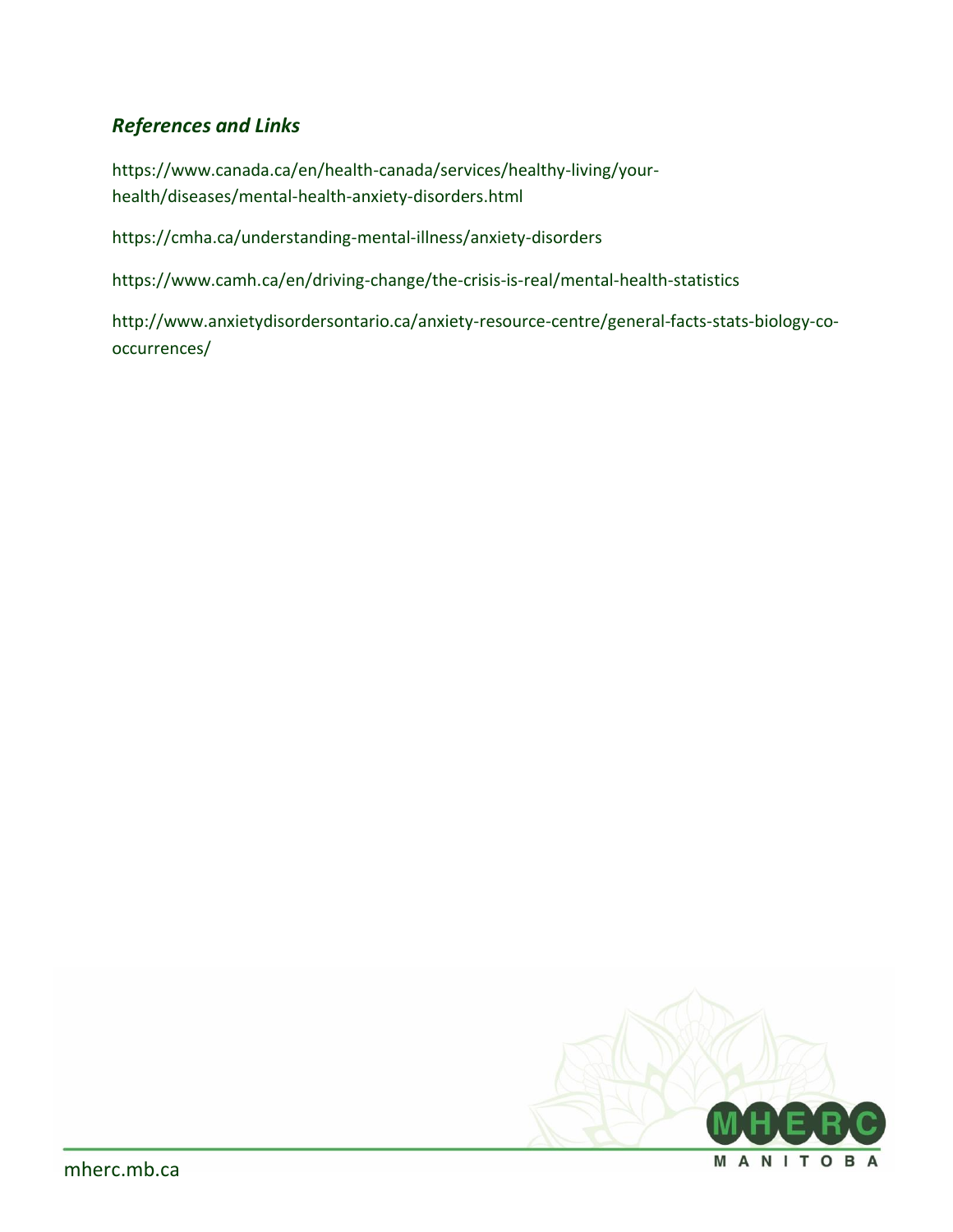### *References and Links*

https://www.canada.ca/en/health-canada/services/healthy-living/your-health/diseases/mental-health-anxiety-disorders.html

https://cmha.ca/understanding-mental-illness/anxiety-disorders

https://www.camh.ca/en/driving-change/the-crisis-is-real/mental-health-statistics

http://www.anxietydisordersontario.ca/anxiety-resource-centre/general-facts-stats-biology-co-occurrences/